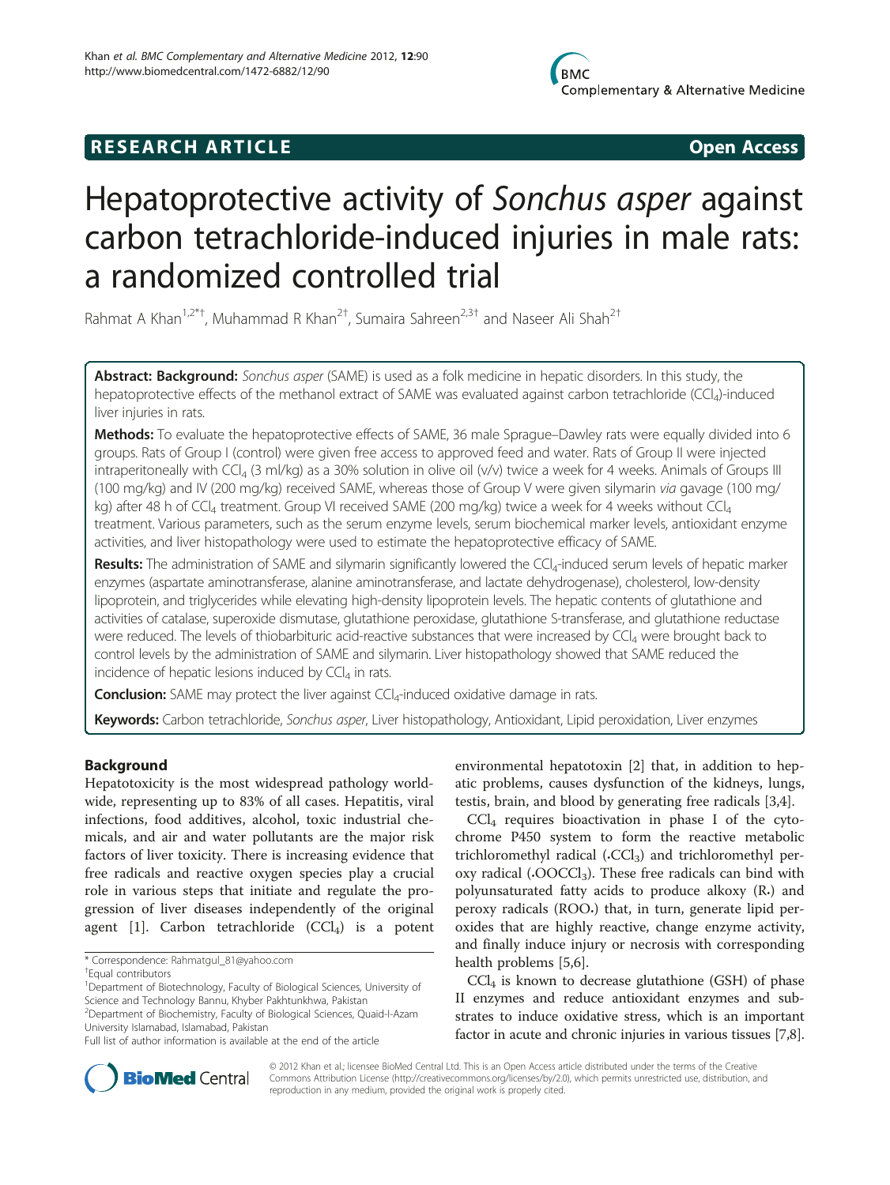**RESEARCH ARTICLE** **Open Access**

# Hepatoprotective activity of *Sonchus asper* against carbon tetrachloride-induced injuries in male rats: a randomized controlled trial

Rahmat A Khan[1,2*†], Muhammad R Khan[2†], Sumaira Sahreen[2,3†] and Naseer Ali Shah[2†]

**Abstract: Background:** *Sonchus asper* (SAME) is used as a folk medicine in hepatic disorders. In this study, the hepatoprotective effects of the methanol extract of SAME was evaluated against carbon tetrachloride ($CCl_4$)-induced liver injuries in rats.

**Methods:** To evaluate the hepatoprotective effects of SAME, 36 male Sprague–Dawley rats were equally divided into 6 groups. Rats of Group I (control) were given free access to approved feed and water. Rats of Group II were injected intraperitoneally with $CCl_4$ (3 ml/kg) as a 30% solution in olive oil (v/v) twice a week for 4 weeks. Animals of Groups III (100 mg/kg) and IV (200 mg/kg) received SAME, whereas those of Group V were given silymarin *via* gavage (100 mg/kg) after 48 h of $CCl_4$ treatment. Group VI received SAME (200 mg/kg) twice a week for 4 weeks without $CCl_4$ treatment. Various parameters, such as the serum enzyme levels, serum biochemical marker levels, antioxidant enzyme activities, and liver histopathology were used to estimate the hepatoprotective efficacy of SAME.

**Results:** The administration of SAME and silymarin significantly lowered the $CCl_4$-induced serum levels of hepatic marker enzymes (aspartate aminotransferase, alanine aminotransferase, and lactate dehydrogenase), cholesterol, low-density lipoprotein, and triglycerides while elevating high-density lipoprotein levels. The hepatic contents of glutathione and activities of catalase, superoxide dismutase, glutathione peroxidase, glutathione S-transferase, and glutathione reductase were reduced. The levels of thiobarbituric acid-reactive substances that were increased by $CCl_4$ were brought back to control levels by the administration of SAME and silymarin. Liver histopathology showed that SAME reduced the incidence of hepatic lesions induced by $CCl_4$ in rats.

**Conclusion:** SAME may protect the liver against $CCl_4$-induced oxidative damage in rats.

**Keywords:** Carbon tetrachloride, *Sonchus asper*, Liver histopathology, Antioxidant, Lipid peroxidation, Liver enzymes

## Background

Hepatotoxicity is the most widespread pathology worldwide, representing up to 83% of all cases. Hepatitis, viral infections, food additives, alcohol, toxic industrial chemicals, and air and water pollutants are the major risk factors of liver toxicity. There is increasing evidence that free radicals and reactive oxygen species play a crucial role in various steps that initiate and regulate the progression of liver diseases independently of the original agent [1]. Carbon tetrachloride ($CCl_4$) is a potent environmental hepatotoxin [2] that, in addition to hepatic problems, causes dysfunction of the kidneys, lungs, testis, brain, and blood by generating free radicals [3,4].

$CCl_4$ requires bioactivation in phase I of the cytochrome P450 system to form the reactive metabolic trichloromethyl radical ($\cdot CCl_3$) and trichloromethyl peroxy radical ($\cdot OOCCl_3$). These free radicals can bind with polyunsaturated fatty acids to produce alkoxy (R$\cdot$) and peroxy radicals (ROO$\cdot$) that, in turn, generate lipid peroxides that are highly reactive, change enzyme activity, and finally induce injury or necrosis with corresponding health problems [5,6].

$CCl_4$ is known to decrease glutathione (GSH) of phase II enzymes and reduce antioxidant enzymes and substrates to induce oxidative stress, which is an important factor in acute and chronic injuries in various tissues [7,8].

\* Correspondence: Rahmatgul_81@yahoo.com
†Equal contributors
[1]Department of Biotechnology, Faculty of Biological Sciences, University of Science and Technology Bannu, Khyber Pakhtunkhwa, Pakistan
[2]Department of Biochemistry, Faculty of Biological Sciences, Quaid-I-Azam University Islamabad, Islamabad, Pakistan
Full list of author information is available at the end of the article

© 2012 Khan et al.; licensee BioMed Central Ltd. This is an Open Access article distributed under the terms of the Creative Commons Attribution License (http://creativecommons.org/licenses/by/2.0), which permits unrestricted use, distribution, and reproduction in any medium, provided the original work is properly cited.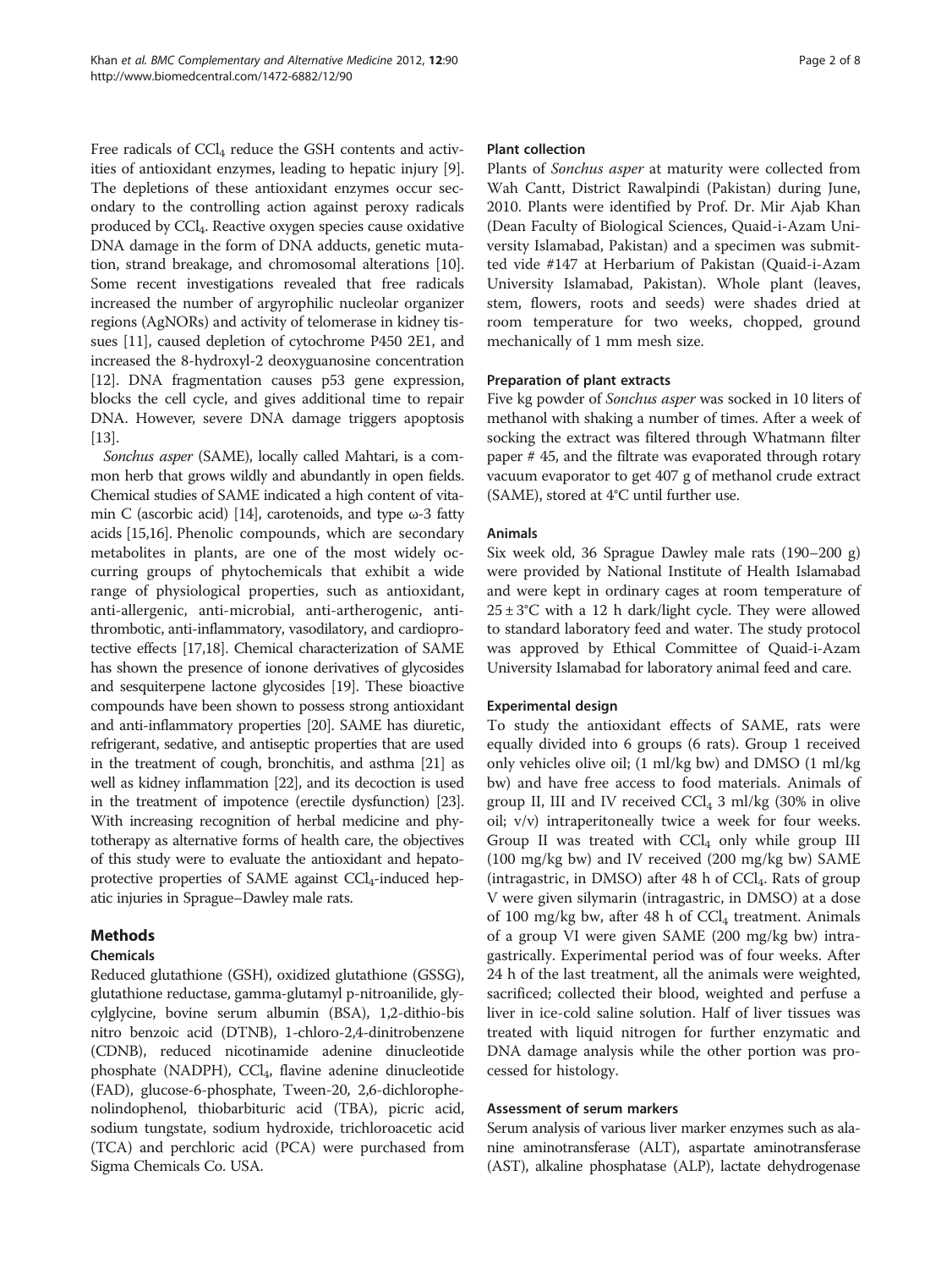Free radicals of $CCl_4$ reduce the GSH contents and activities of antioxidant enzymes, leading to hepatic injury [9]. The depletions of these antioxidant enzymes occur secondary to the controlling action against peroxy radicals produced by $CCl_4$. Reactive oxygen species cause oxidative DNA damage in the form of DNA adducts, genetic mutation, strand breakage, and chromosomal alterations [10]. Some recent investigations revealed that free radicals increased the number of argyrophilic nucleolar organizer regions (AgNORs) and activity of telomerase in kidney tissues [11], caused depletion of cytochrome P450 2E1, and increased the 8-hydroxyl-2 deoxyguanosine concentration [12]. DNA fragmentation causes p53 gene expression, blocks the cell cycle, and gives additional time to repair DNA. However, severe DNA damage triggers apoptosis [13].

*Sonchus asper* (SAME), locally called Mahtari, is a common herb that grows wildly and abundantly in open fields. Chemical studies of SAME indicated a high content of vitamin C (ascorbic acid) [14], carotenoids, and type ω-3 fatty acids [15,16]. Phenolic compounds, which are secondary metabolites in plants, are one of the most widely occurring groups of phytochemicals that exhibit a wide range of physiological properties, such as antioxidant, anti-allergenic, anti-microbial, anti-artherogenic, anti-thrombotic, anti-inflammatory, vasodilatory, and cardioprotective effects [17,18]. Chemical characterization of SAME has shown the presence of ionone derivatives of glycosides and sesquiterpene lactone glycosides [19]. These bioactive compounds have been shown to possess strong antioxidant and anti-inflammatory properties [20]. SAME has diuretic, refrigerant, sedative, and antiseptic properties that are used in the treatment of cough, bronchitis, and asthma [21] as well as kidney inflammation [22], and its decoction is used in the treatment of impotence (erectile dysfunction) [23]. With increasing recognition of herbal medicine and phytotherapy as alternative forms of health care, the objectives of this study were to evaluate the antioxidant and hepatoprotective properties of SAME against $CCl_4$-induced hepatic injuries in Sprague–Dawley male rats.

## Methods

### Chemicals

Reduced glutathione (GSH), oxidized glutathione (GSSG), glutathione reductase, gamma-glutamyl p-nitroanilide, glycylglycine, bovine serum albumin (BSA), 1,2-dithio-bis nitro benzoic acid (DTNB), 1-chloro-2,4-dinitrobenzene (CDNB), reduced nicotinamide adenine dinucleotide phosphate (NADPH), $CCl_4$, flavine adenine dinucleotide (FAD), glucose-6-phosphate, Tween-20, 2,6-dichlorophenolindophenol, thiobarbituric acid (TBA), picric acid, sodium tungstate, sodium hydroxide, trichloroacetic acid (TCA) and perchloric acid (PCA) were purchased from Sigma Chemicals Co. USA.

### Plant collection

Plants of *Sonchus asper* at maturity were collected from Wah Cantt, District Rawalpindi (Pakistan) during June, 2010. Plants were identified by Prof. Dr. Mir Ajab Khan (Dean Faculty of Biological Sciences, Quaid-i-Azam University Islamabad, Pakistan) and a specimen was submitted vide #147 at Herbarium of Pakistan (Quaid-i-Azam University Islamabad, Pakistan). Whole plant (leaves, stem, flowers, roots and seeds) were shades dried at room temperature for two weeks, chopped, ground mechanically of 1 mm mesh size.

### Preparation of plant extracts

Five kg powder of *Sonchus asper* was socked in 10 liters of methanol with shaking a number of times. After a week of socking the extract was filtered through Whatmann filter paper # 45, and the filtrate was evaporated through rotary vacuum evaporator to get 407 g of methanol crude extract (SAME), stored at 4°C until further use.

### Animals

Six week old, 36 Sprague Dawley male rats (190–200 g) were provided by National Institute of Health Islamabad and were kept in ordinary cages at room temperature of 25 ± 3°C with a 12 h dark/light cycle. They were allowed to standard laboratory feed and water. The study protocol was approved by Ethical Committee of Quaid-i-Azam University Islamabad for laboratory animal feed and care.

### Experimental design

To study the antioxidant effects of SAME, rats were equally divided into 6 groups (6 rats). Group 1 received only vehicles olive oil; (1 ml/kg bw) and DMSO (1 ml/kg bw) and have free access to food materials. Animals of group II, III and IV received $CCl_4$ 3 ml/kg (30% in olive oil; v/v) intraperitoneally twice a week for four weeks. Group II was treated with $CCl_4$ only while group III (100 mg/kg bw) and IV received (200 mg/kg bw) SAME (intragastric, in DMSO) after 48 h of $CCl_4$. Rats of group V were given silymarin (intragastric, in DMSO) at a dose of 100 mg/kg bw, after 48 h of $CCl_4$ treatment. Animals of a group VI were given SAME (200 mg/kg bw) intragastrically. Experimental period was of four weeks. After 24 h of the last treatment, all the animals were weighted, sacrificed; collected their blood, weighted and perfuse a liver in ice-cold saline solution. Half of liver tissues was treated with liquid nitrogen for further enzymatic and DNA damage analysis while the other portion was processed for histology.

### Assessment of serum markers

Serum analysis of various liver marker enzymes such as alanine aminotransferase (ALT), aspartate aminotransferase (AST), alkaline phosphatase (ALP), lactate dehydrogenase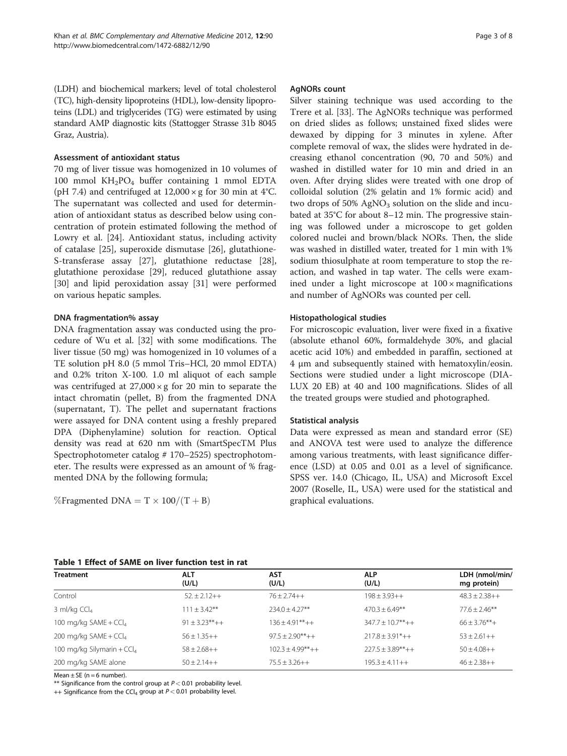(LDH) and biochemical markers; level of total cholesterol (TC), high-density lipoproteins (HDL), low-density lipoproteins (LDL) and triglycerides (TG) were estimated by using standard AMP diagnostic kits (Stattogger Strasse 31b 8045 Graz, Austria).

### Assessment of antioxidant status

70 mg of liver tissue was homogenized in 10 volumes of 100 mmol $KH_2PO_4$ buffer containing 1 mmol EDTA (pH 7.4) and centrifuged at 12,000 × g for 30 min at 4°C. The supernatant was collected and used for determination of antioxidant status as described below using concentration of protein estimated following the method of Lowry et al. [24]. Antioxidant status, including activity of catalase [25], superoxide dismutase [26], glutathione-S-transferase assay [27], glutathione reductase [28], glutathione peroxidase [29], reduced glutathione assay [30] and lipid peroxidation assay [31] were performed on various hepatic samples.

### DNA fragmentation% assay

DNA fragmentation assay was conducted using the procedure of Wu et al. [32] with some modifications. The liver tissue (50 mg) was homogenized in 10 volumes of a TE solution pH 8.0 (5 mmol Tris–HCl, 20 mmol EDTA) and 0.2% triton X-100. 1.0 ml aliquot of each sample was centrifuged at 27,000 × g for 20 min to separate the intact chromatin (pellet, B) from the fragmented DNA (supernatant, T). The pellet and supernatant fractions were assayed for DNA content using a freshly prepared DPA (Diphenylamine) solution for reaction. Optical density was read at 620 nm with (SmartSpecTM Plus Spectrophotometer catalog # 170–2525) spectrophotometer. The results were expressed as an amount of % fragmented DNA by the following formula;

$$\%\text{Fragmented DNA} = \text{T} \times 100/(\text{T} + \text{B})$$

### AgNORs count

Silver staining technique was used according to the Trere et al. [33]. The AgNORs technique was performed on dried slides as follows; unstained fixed slides were dewaxed by dipping for 3 minutes in xylene. After complete removal of wax, the slides were hydrated in decreasing ethanol concentration (90, 70 and 50%) and washed in distilled water for 10 min and dried in an oven. After drying slides were treated with one drop of colloidal solution (2% gelatin and 1% formic acid) and two drops of 50% $AgNO_3$ solution on the slide and incubated at 35°C for about 8–12 min. The progressive staining was followed under a microscope to get golden colored nuclei and brown/black NORs. Then, the slide was washed in distilled water, treated for 1 min with 1% sodium thiosulphate at room temperature to stop the reaction, and washed in tap water. The cells were examined under a light microscope at 100 × magnifications and number of AgNORs was counted per cell.

### Histopathological studies

For microscopic evaluation, liver were fixed in a fixative (absolute ethanol 60%, formaldehyde 30%, and glacial acetic acid 10%) and embedded in paraffin, sectioned at 4 μm and subsequently stained with hematoxylin/eosin. Sections were studied under a light microscope (DIALUX 20 EB) at 40 and 100 magnifications. Slides of all the treated groups were studied and photographed.

### Statistical analysis

Data were expressed as mean and standard error (SE) and ANOVA test were used to analyze the difference among various treatments, with least significance difference (LSD) at 0.05 and 0.01 as a level of significance. SPSS ver. 14.0 (Chicago, IL, USA) and Microsoft Excel 2007 (Roselle, IL, USA) were used for the statistical and graphical evaluations.

**Table 1 Effect of SAME on liver function test in rat**

| Treatment | ALT (U/L) | AST (U/L) | ALP (U/L) | LDH (nmol/min/mg protein) |
|---|---|---|---|---|
| Control | 52. ± 2.12++ | 76 ± 2.74++ | 198 ± 3.93++ | 48.3 ± 2.38++ |
| 3 ml/kg $CCl_4$ | 111 ± 3.42** | 234.0 ± 4.27** | 470.3 ± 6.49** | 77.6 ± 2.46** |
| 100 mg/kg SAME + $CCl_4$ | 91 ± 3.23**++ | 136 ± 4.91**++ | 347.7 ± 10.7**++ | 66 ± 3.76**+ |
| 200 mg/kg SAME + $CCl_4$ | 56 ± 1.35++ | 97.5 ± 2.90**++ | 217.8 ± 3.91*++ | 53 ± 2.61++ |
| 100 mg/kg Silymarin + $CCl_4$ | 58 ± 2.68++ | 102.3 ± 4.99**++ | 227.5 ± 3.89**++ | 50 ± 4.08++ |
| 200 mg/kg SAME alone | 50 ± 2.14++ | 75.5 ± 3.26++ | 195.3 ± 4.11++ | 46 ± 2.38++ |

Mean ± SE (n = 6 number).

** Significance from the control group at $P < 0.01$ probability level.

++ Significance from the $CCl_4$ group at $P < 0.01$ probability level.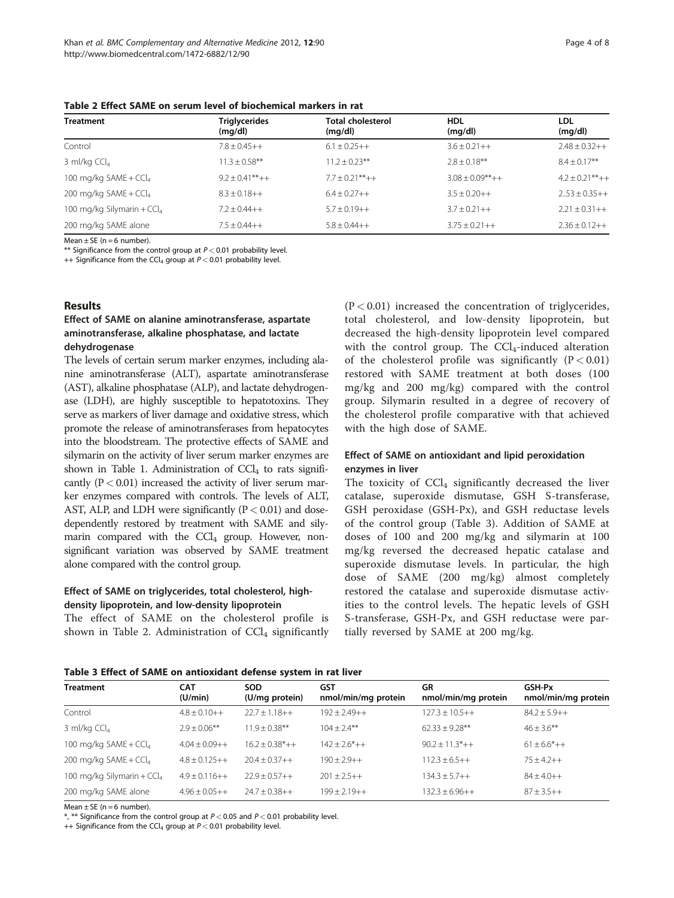**Table 2 Effect SAME on serum level of biochemical markers in rat**

| Treatment | Triglycerides (mg/dl) | Total cholesterol (mg/dl) | HDL (mg/dl) | LDL (mg/dl) |
|---|---|---|---|---|
| Control | 7.8 ± 0.45++ | 6.1 ± 0.25++ | 3.6 ± 0.21++ | 2.48 ± 0.32++ |
| 3 ml/kg $CCl_4$ | 11.3 ± 0.58** | 11.2 ± 0.23** | 2.8 ± 0.18** | 8.4 ± 0.17** |
| 100 mg/kg SAME + $CCl_4$ | 9.2 ± 0.41**++ | 7.7 ± 0.21**++ | 3.08 ± 0.09**++ | 4.2 ± 0.21**++ |
| 200 mg/kg SAME + $CCl_4$ | 8.3 ± 0.18++ | 6.4 ± 0.27++ | 3.5 ± 0.20++ | 2..53 ± 0.35++ |
| 100 mg/kg Silymarin + $CCl_4$ | 7.2 ± 0.44++ | 5.7 ± 0.19++ | 3.7 ± 0.21++ | 2.21 ± 0.31++ |
| 200 mg/kg SAME alone | 7.5 ± 0.44++ | 5.8 ± 0.44++ | 3.75 ± 0.21++ | 2.36 ± 0.12++ |

Mean ± SE (n = 6 number).
** Significance from the control group at $P < 0.01$ probability level.
++ Significance from the $CCl_4$ group at $P < 0.01$ probability level.

## Results

### Effect of SAME on alanine aminotransferase, aspartate aminotransferase, alkaline phosphatase, and lactate dehydrogenase

The levels of certain serum marker enzymes, including alanine aminotransferase (ALT), aspartate aminotransferase (AST), alkaline phosphatase (ALP), and lactate dehydrogenase (LDH), are highly susceptible to hepatotoxins. They serve as markers of liver damage and oxidative stress, which promote the release of aminotransferases from hepatocytes into the bloodstream. The protective effects of SAME and silymarin on the activity of liver serum marker enzymes are shown in Table 1. Administration of $CCl_4$ to rats significantly ($P < 0.01$) increased the activity of liver serum marker enzymes compared with controls. The levels of ALT, AST, ALP, and LDH were significantly ($P < 0.01$) and dose-dependently restored by treatment with SAME and silymarin compared with the $CCl_4$ group. However, non-significant variation was observed by SAME treatment alone compared with the control group.

### Effect of SAME on triglycerides, total cholesterol, high-density lipoprotein, and low-density lipoprotein

The effect of SAME on the cholesterol profile is shown in Table 2. Administration of $CCl_4$ significantly ($P < 0.01$) increased the concentration of triglycerides, total cholesterol, and low-density lipoprotein, but decreased the high-density lipoprotein level compared with the control group. The $CCl_4$-induced alteration of the cholesterol profile was significantly ($P < 0.01$) restored with SAME treatment at both doses (100 mg/kg and 200 mg/kg) compared with the control group. Silymarin resulted in a degree of recovery of the cholesterol profile comparative with that achieved with the high dose of SAME.

### Effect of SAME on antioxidant and lipid peroxidation enzymes in liver

The toxicity of $CCl_4$ significantly decreased the liver catalase, superoxide dismutase, GSH S-transferase, GSH peroxidase (GSH-Px), and GSH reductase levels of the control group (Table 3). Addition of SAME at doses of 100 and 200 mg/kg and silymarin at 100 mg/kg reversed the decreased hepatic catalase and superoxide dismutase levels. In particular, the high dose of SAME (200 mg/kg) almost completely restored the catalase and superoxide dismutase activities to the control levels. The hepatic levels of GSH S-transferase, GSH-Px, and GSH reductase were partially reversed by SAME at 200 mg/kg.

**Table 3 Effect of SAME on antioxidant defense system in rat liver**

| Treatment | CAT (U/min) | SOD (U/mg protein) | GST nmol/min/mg protein | GR nmol/min/mg protein | GSH-Px nmol/min/mg protein |
|---|---|---|---|---|---|
| Control | 4.8 ± 0.10++ | 22.7 ± 1.18++ | 192 ± 2.49++ | 127.3 ± 10.5++ | 84.2 ± 5.9++ |
| 3 ml/kg $CCl_4$ | 2.9 ± 0.06** | 11.9 ± 0.38** | 104 ± 2.4** | 62.33 ± 9.28** | 46 ± 3.6** |
| 100 mg/kg SAME + $CCl_4$ | 4.04 ± 0.09++ | 16.2 ± 0.38*++ | 142 ± 2.6*++ | 90.2 ± 11.3*++ | 61 ± 6.6*++ |
| 200 mg/kg SAME + $CCl_4$ | 4.8 ± 0.125++ | 20.4 ± 0.37++ | 190 ± 2.9++ | 112.3 ± 6.5++ | 75 ± 4.2++ |
| 100 mg/kg Silymarin + $CCl_4$ | 4.9 ± 0.116++ | 22.9 ± 0.57++ | 201 ± 2.5++ | 134.3 ± 5.7++ | 84 ± 4.0++ |
| 200 mg/kg SAME alone | 4.96 ± 0.05++ | 24.7 ± 0.38++ | 199 ± 2.19++ | 132.3 ± 6.96++ | 87 ± 3.5++ |

Mean ± SE (n = 6 number).
*, ** Significance from the control group at $P < 0.05$ and $P < 0.01$ probability level.
++ Significance from the $CCl_4$ group at $P < 0.01$ probability level.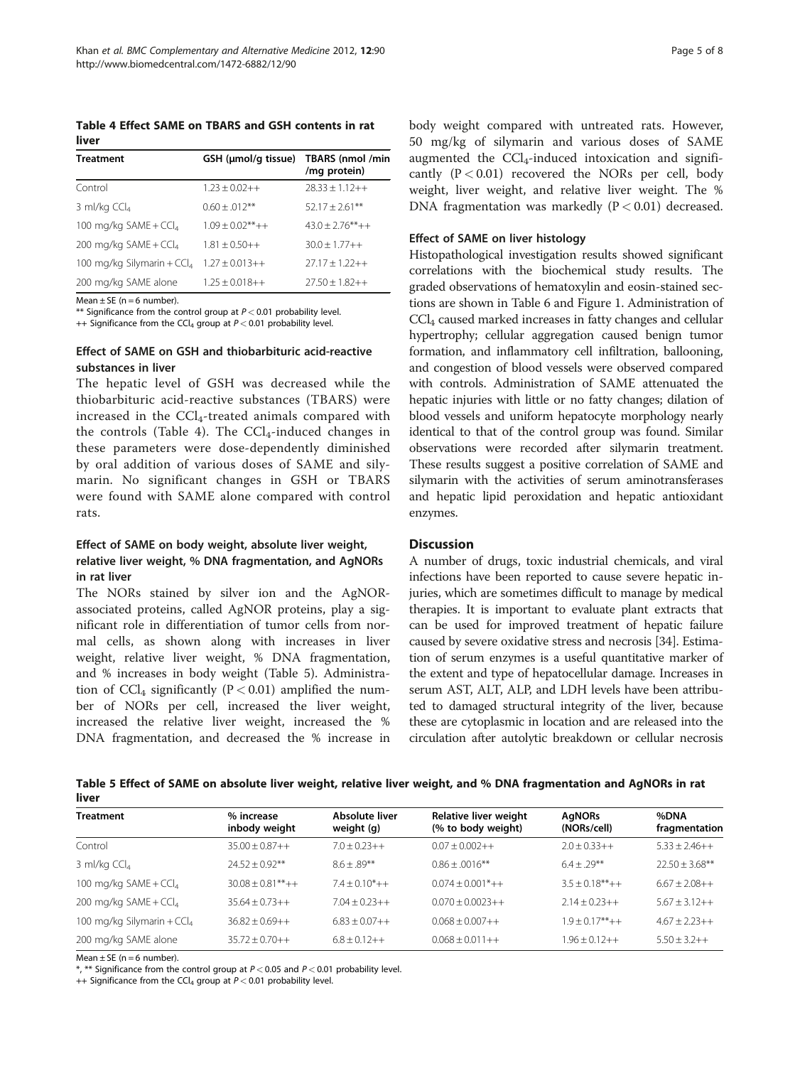**Table 4 Effect SAME on TBARS and GSH contents in rat liver**

| Treatment | GSH (μmol/g tissue) | TBARS (nmol /min /mg protein) |
|---|---|---|
| Control | 1.23 ± 0.02++ | 28.33 ± 1.12++ |
| 3 ml/kg $CCl_4$ | 0.60 ± .012** | 52.17 ± 2.61** |
| 100 mg/kg SAME + $CCl_4$ | 1.09 ± 0.02**++ | 43.0 ± 2.76**++ |
| 200 mg/kg SAME + $CCl_4$ | 1.81 ± 0.50++ | 30.0 ± 1.77++ |
| 100 mg/kg Silymarin + $CCl_4$ | 1.27 ± 0.013++ | 27.17 ± 1.22++ |
| 200 mg/kg SAME alone | 1.25 ± 0.018++ | 27.50 ± 1.82++ |

Mean ± SE (n = 6 number).
** Significance from the control group at $P < 0.01$ probability level.
++ Significance from the $CCl_4$ group at $P < 0.01$ probability level.

### Effect of SAME on GSH and thiobarbituric acid-reactive substances in liver

The hepatic level of GSH was decreased while the thiobarbituric acid-reactive substances (TBARS) were increased in the $CCl_4$-treated animals compared with the controls (Table 4). The $CCl_4$-induced changes in these parameters were dose-dependently diminished by oral addition of various doses of SAME and silymarin. No significant changes in GSH or TBARS were found with SAME alone compared with control rats.

### Effect of SAME on body weight, absolute liver weight, relative liver weight, % DNA fragmentation, and AgNORs in rat liver

The NORs stained by silver ion and the AgNOR-associated proteins, called AgNOR proteins, play a significant role in differentiation of tumor cells from normal cells, as shown along with increases in liver weight, relative liver weight, % DNA fragmentation, and % increases in body weight (Table 5). Administration of $CCl_4$ significantly ($P < 0.01$) amplified the number of NORs per cell, increased the liver weight, increased the relative liver weight, increased the % DNA fragmentation, and decreased the % increase in body weight compared with untreated rats. However, 50 mg/kg of silymarin and various doses of SAME augmented the $CCl_4$-induced intoxication and significantly ($P < 0.01$) recovered the NORs per cell, body weight, liver weight, and relative liver weight. The % DNA fragmentation was markedly ($P < 0.01$) decreased.

### Effect of SAME on liver histology

Histopathological investigation results showed significant correlations with the biochemical study results. The graded observations of hematoxylin and eosin-stained sections are shown in Table 6 and Figure 1. Administration of $CCl_4$ caused marked increases in fatty changes and cellular hypertrophy; cellular aggregation caused benign tumor formation, and inflammatory cell infiltration, ballooning, and congestion of blood vessels were observed compared with controls. Administration of SAME attenuated the hepatic injuries with little or no fatty changes; dilation of blood vessels and uniform hepatocyte morphology nearly identical to that of the control group was found. Similar observations were recorded after silymarin treatment. These results suggest a positive correlation of SAME and silymarin with the activities of serum aminotransferases and hepatic lipid peroxidation and hepatic antioxidant enzymes.

## Discussion

A number of drugs, toxic industrial chemicals, and viral infections have been reported to cause severe hepatic injuries, which are sometimes difficult to manage by medical therapies. It is important to evaluate plant extracts that can be used for improved treatment of hepatic failure caused by severe oxidative stress and necrosis [34]. Estimation of serum enzymes is a useful quantitative marker of the extent and type of hepatocellular damage. Increases in serum AST, ALT, ALP, and LDH levels have been attributed to damaged structural integrity of the liver, because these are cytoplasmic in location and are released into the circulation after autolytic breakdown or cellular necrosis

**Table 5 Effect of SAME on absolute liver weight, relative liver weight, and % DNA fragmentation and AgNORs in rat liver**

| Treatment | % increase inbody weight | Absolute liver weight (g) | Relative liver weight (% to body weight) | AgNORs (NORs/cell) | %DNA fragmentation |
|---|---|---|---|---|---|
| Control | 35.00 ± 0.87++ | 7.0 ± 0.23++ | 0.07 ± 0.002++ | 2.0 ± 0.33++ | 5.33 ± 2.46++ |
| 3 ml/kg $CCl_4$ | 24.52 ± 0.92** | 8.6 ± .89** | 0.86 ± .0016** | 6.4 ± .29** | 22.50 ± 3.68** |
| 100 mg/kg SAME + $CCl_4$ | 30.08 ± 0.81**++ | 7.4 ± 0.10*++ | 0.074 ± 0.001*++ | 3.5 ± 0.18**++ | 6.67 ± 2.08++ |
| 200 mg/kg SAME + $CCl_4$ | 35.64 ± 0.73++ | 7.04 ± 0.23++ | 0.070 ± 0.0023++ | 2.14 ± 0.23++ | 5.67 ± 3.12++ |
| 100 mg/kg Silymarin + $CCl_4$ | 36.82 ± 0.69++ | 6.83 ± 0.07++ | 0.068 ± 0.007++ | 1.9 ± 0.17**++ | 4.67 ± 2.23++ |
| 200 mg/kg SAME alone | 35.72 ± 0.70++ | 6.8 ± 0.12++ | 0.068 ± 0.011++ | 1.96 ± 0.12++ | 5.50 ± 3.2++ |

Mean ± SE (n = 6 number).
*, ** Significance from the control group at $P < 0.05$ and $P < 0.01$ probability level.
++ Significance from the $CCl_4$ group at $P < 0.01$ probability level.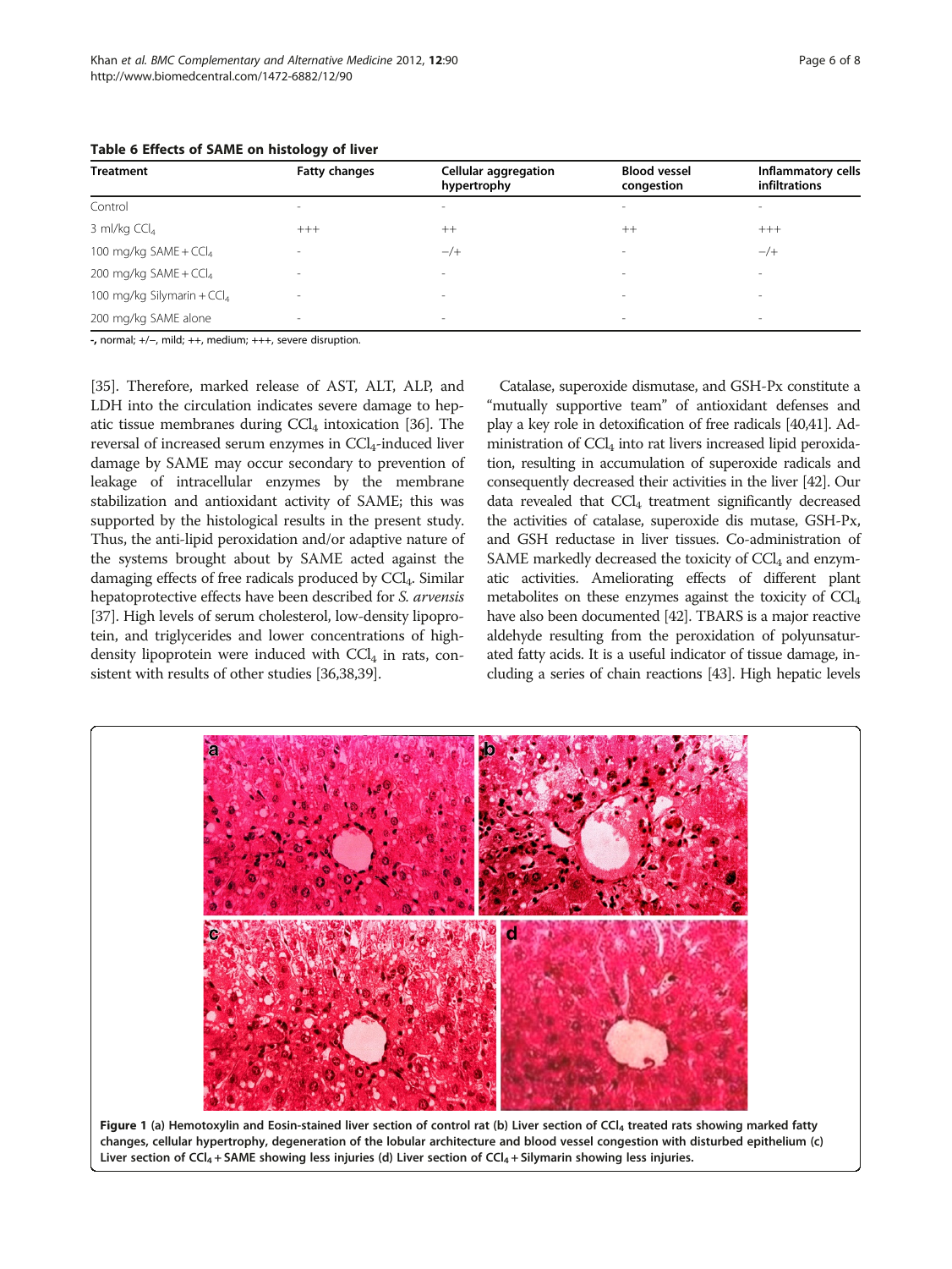**Table 6 Effects of SAME on histology of liver**

| Treatment | Fatty changes | Cellular aggregation hypertrophy | Blood vessel congestion | Inflammatory cells infiltrations |
|---|---|---|---|---|
| Control | - | - | - | - |
| 3 ml/kg $CCl_4$ | +++ | ++ | ++ | +++ |
| 100 mg/kg SAME + $CCl_4$ | - | −/+ | - | −/+ |
| 200 mg/kg SAME + $CCl_4$ | - | - | - | - |
| 100 mg/kg Silymarin + $CCl_4$ | - | - | - | - |
| 200 mg/kg SAME alone | - | - | - | - |

-, normal; +/−, mild; ++, medium; +++, severe disruption.

[35]. Therefore, marked release of AST, ALT, ALP, and LDH into the circulation indicates severe damage to hepatic tissue membranes during $CCl_4$ intoxication [36]. The reversal of increased serum enzymes in $CCl_4$-induced liver damage by SAME may occur secondary to prevention of leakage of intracellular enzymes by the membrane stabilization and antioxidant activity of SAME; this was supported by the histological results in the present study. Thus, the anti-lipid peroxidation and/or adaptive nature of the systems brought about by SAME acted against the damaging effects of free radicals produced by $CCl_4$. Similar hepatoprotective effects have been described for *S. arvensis* [37]. High levels of serum cholesterol, low-density lipoprotein, and triglycerides and lower concentrations of high-density lipoprotein were induced with $CCl_4$ in rats, consistent with results of other studies [36,38,39].

Catalase, superoxide dismutase, and GSH-Px constitute a "mutually supportive team" of antioxidant defenses and play a key role in detoxification of free radicals [40,41]. Administration of $CCl_4$ into rat livers increased lipid peroxidation, resulting in accumulation of superoxide radicals and consequently decreased their activities in the liver [42]. Our data revealed that $CCl_4$ treatment significantly decreased the activities of catalase, superoxide dis mutase, GSH-Px, and GSH reductase in liver tissues. Co-administration of SAME markedly decreased the toxicity of $CCl_4$ and enzymatic activities. Ameliorating effects of different plant metabolites on these enzymes against the toxicity of $CCl_4$ have also been documented [42]. TBARS is a major reactive aldehyde resulting from the peroxidation of polyunsaturated fatty acids. It is a useful indicator of tissue damage, including a series of chain reactions [43]. High hepatic levels

**Figure 1** (a) Hemotoxylin and Eosin-stained liver section of control rat (b) Liver section of $CCl_4$ treated rats showing marked fatty changes, cellular hypertrophy, degeneration of the lobular architecture and blood vessel congestion with disturbed epithelium (c) Liver section of $CCl_4$ + SAME showing less injuries (d) Liver section of $CCl_4$ + Silymarin showing less injuries.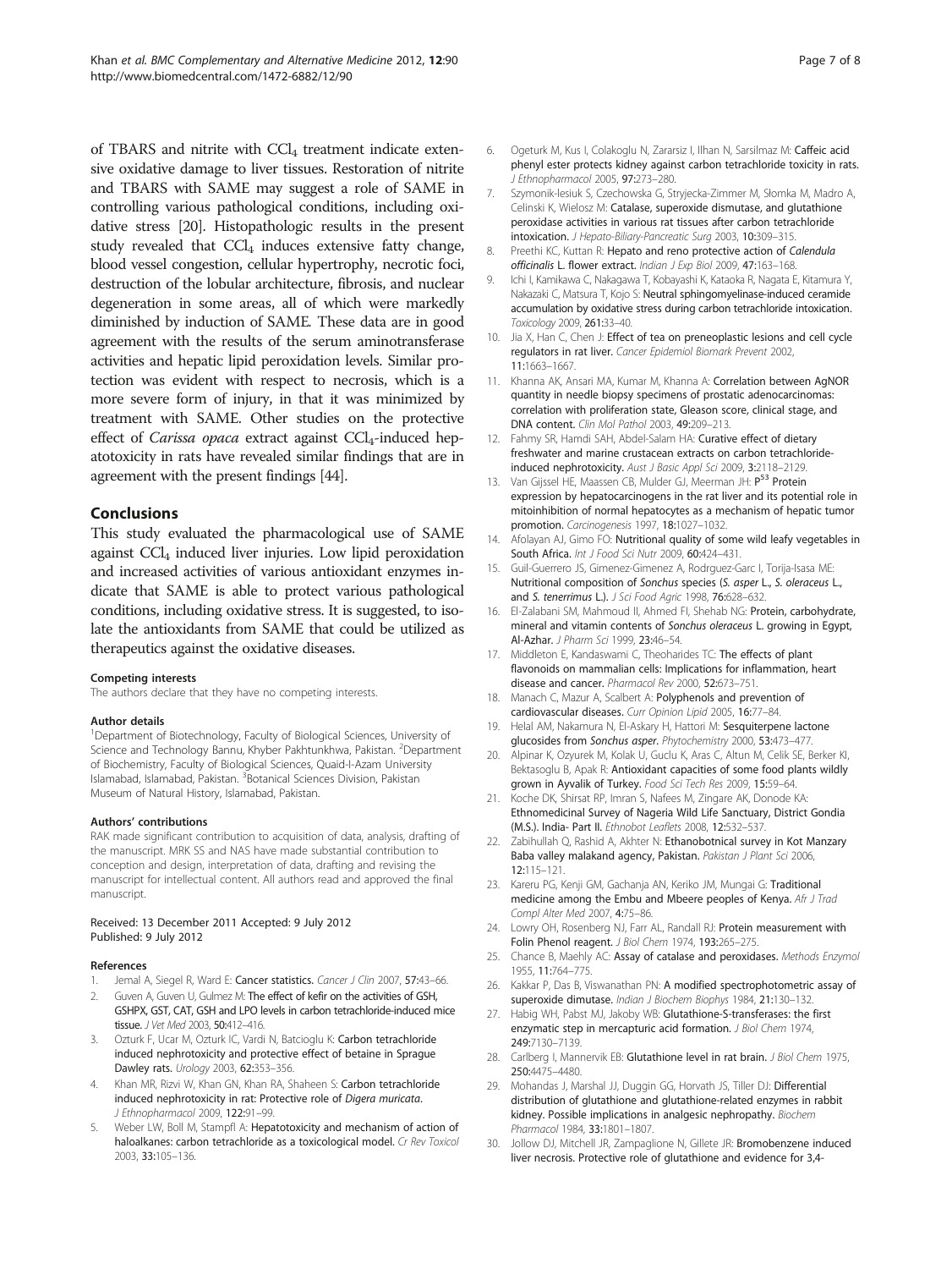of TBARS and nitrite with $CCl_4$ treatment indicate extensive oxidative damage to liver tissues. Restoration of nitrite and TBARS with SAME may suggest a role of SAME in controlling various pathological conditions, including oxidative stress [20]. Histopathologic results in the present study revealed that $CCl_4$ induces extensive fatty change, blood vessel congestion, cellular hypertrophy, necrotic foci, destruction of the lobular architecture, fibrosis, and nuclear degeneration in some areas, all of which were markedly diminished by induction of SAME. These data are in good agreement with the results of the serum aminotransferase activities and hepatic lipid peroxidation levels. Similar protection was evident with respect to necrosis, which is a more severe form of injury, in that it was minimized by treatment with SAME. Other studies on the protective effect of *Carissa opaca* extract against $CCl_4$-induced hepatotoxicity in rats have revealed similar findings that are in agreement with the present findings [44].

## Conclusions

This study evaluated the pharmacological use of SAME against $CCl_4$ induced liver injuries. Low lipid peroxidation and increased activities of various antioxidant enzymes indicate that SAME is able to protect various pathological conditions, including oxidative stress. It is suggested, to isolate the antioxidants from SAME that could be utilized as therapeutics against the oxidative diseases.

#### Competing interests

The authors declare that they have no competing interests.

#### Author details

[1]Department of Biotechnology, Faculty of Biological Sciences, University of Science and Technology Bannu, Khyber Pakhtunkhwa, Pakistan. [2]Department of Biochemistry, Faculty of Biological Sciences, Quaid-I-Azam University Islamabad, Islamabad, Pakistan. [3]Botanical Sciences Division, Pakistan Museum of Natural History, Islamabad, Pakistan.

#### Authors' contributions

RAK made significant contribution to acquisition of data, analysis, drafting of the manuscript. MRK SS and NAS have made substantial contribution to conception and design, interpretation of data, drafting and revising the manuscript for intellectual content. All authors read and approved the final manuscript.

Received: 13 December 2011 Accepted: 9 July 2012
Published: 9 July 2012

#### References

1. Jemal A, Siegel R, Ward E: **Cancer statistics.** *Cancer J Clin* 2007, **57:**43–66.
2. Guven A, Guven U, Gulmez M: **The effect of kefir on the activities of GSH, GSHPX, GST, CAT, GSH and LPO levels in carbon tetrachloride-induced mice tissue.** *J Vet Med* 2003, **50:**412–416.
3. Ozturk F, Ucar M, Ozturk IC, Vardi N, Batcioglu K: **Carbon tetrachloride induced nephrotoxicity and protective effect of betaine in Sprague Dawley rats.** *Urology* 2003, **62:**353–356.
4. Khan MR, Rizvi W, Khan GN, Khan RA, Shaheen S: **Carbon tetrachloride induced nephrotoxicity in rat: Protective role of *Digera muricata*.** *J Ethnopharmacol* 2009, **122:**91–99.
5. Weber LW, Boll M, Stampfl A: **Hepatotoxicity and mechanism of action of haloalkanes: carbon tetrachloride as a toxicological model.** *Cr Rev Toxicol* 2003, **33:**105–136.
6. Ogeturk M, Kus I, Colakoglu N, Zararsiz I, Ilhan N, Sarsilmaz M: **Caffeic acid phenyl ester protects kidney against carbon tetrachloride toxicity in rats.** *J Ethnopharmacol* 2005, **97:**273–280.
7. Szymonik-lesiuk S, Czechowska G, Stryjecka-Zimmer M, Słomka M, Madro A, Celinski K, Wielosz M: **Catalase, superoxide dismutase, and glutathione peroxidase activities in various rat tissues after carbon tetrachloride intoxication.** *J Hepato-Biliary-Pancreatic Surg* 2003, **10:**309–315.
8. Preethi KC, Kuttan R: **Hepato and reno protective action of *Calendula officinalis* L. flower extract.** *Indian J Exp Biol* 2009, **47:**163–168.
9. Ichi I, Kamikawa C, Nakagawa T, Kobayashi K, Kataoka R, Nagata E, Kitamura Y, Nakazaki C, Matsura T, Kojo S: **Neutral sphingomyelinase-induced ceramide accumulation by oxidative stress during carbon tetrachloride intoxication.** *Toxicology* 2009, **261:**33–40.
10. Jia X, Han C, Chen J: **Effect of tea on preneoplastic lesions and cell cycle regulators in rat liver.** *Cancer Epidemiol Biomark Prevent* 2002, **11:**1663–1667.
11. Khanna AK, Ansari MA, Kumar M, Khanna A: **Correlation between AgNOR quantity in needle biopsy specimens of prostatic adenocarcinomas: correlation with proliferation state, Gleason score, clinical stage, and DNA content.** *Clin Mol Pathol* 2003, **49:**209–213.
12. Fahmy SR, Hamdi SAH, Abdel-Salam HA: **Curative effect of dietary freshwater and marine crustacean extracts on carbon tetrachloride-induced nephrotoxicity.** *Aust J Basic Appl Sci* 2009, **3:**2118–2129.
13. Van Gijssel HE, Maassen CB, Mulder GJ, Meerman JH: **$P^{53}$ Protein expression by hepatocarcinogens in the rat liver and its potential role in mitoinhibition of normal hepatocytes as a mechanism of hepatic tumor promotion.** *Carcinogenesis* 1997, **18:**1027–1032.
14. Afolayan AJ, Gimo FO: **Nutritional quality of some wild leafy vegetables in South Africa.** *Int J Food Sci Nutr* 2009, **60:**424–431.
15. Guil-Guerrero JS, Gimenez-Gimenez A, Rodrguez-Garc I, Torija-Isasa ME: **Nutritional composition of *Sonchus* species (*S. asper* L., *S. oleraceus* L., and *S. tenerrimus* L.).** *J Sci Food Agric* 1998, **76:**628–632.
16. El-Zalabani SM, Mahmoud II, Ahmed FI, Shehab NG: **Protein, carbohydrate, mineral and vitamin contents of *Sonchus oleraceus* L. growing in Egypt, Al-Azhar.** *J Pharm Sci* 1999, **23:**46–54.
17. Middleton E, Kandaswami C, Theoharides TC: **The effects of plant flavonoids on mammalian cells: Implications for inflammation, heart disease and cancer.** *Pharmacol Rev* 2000, **52:**673–751.
18. Manach C, Mazur A, Scalbert A: **Polyphenols and prevention of cardiovascular diseases.** *Curr Opinion Lipid* 2005, **16:**77–84.
19. Helal AM, Nakamura N, El-Askary H, Hattori M: **Sesquiterpene lactone glucosides from *Sonchus asper*.** *Phytochemistry* 2000, **53:**473–477.
20. Alpinar K, Ozyurek M, Kolak U, Guclu K, Aras C, Altun M, Celik SE, Berker KI, Bektasoglu B, Apak R: **Antioxidant capacities of some food plants wildly grown in Ayvalik of Turkey.** *Food Sci Tech Res* 2009, **15:**59–64.
21. Koche DK, Shirsat RP, Imran S, Nafees M, Zingare AK, Donode KA: **Ethnomedicinal Survey of Nageria Wild Life Sanctuary, District Gondia (M.S.). India- Part II.** *Ethnobot Leaflets* 2008, **12:**532–537.
22. Zabihullah Q, Rashid A, Akhter N: **Ethanobotnical survey in Kot Manzary Baba valley malakand agency, Pakistan.** *Pakistan J Plant Sci* 2006, **12:**115–121.
23. Kareru PG, Kenji GM, Gachanja AN, Keriko JM, Mungai G: **Traditional medicine among the Embu and Mbeere peoples of Kenya.** *Afr J Trad Compl Alter Med* 2007, **4:**75–86.
24. Lowry OH, Rosenberg NJ, Farr AL, Randall RJ: **Protein measurement with Folin Phenol reagent.** *J Biol Chem* 1974, **193:**265–275.
25. Chance B, Maehly AC: **Assay of catalase and peroxidases.** *Methods Enzymol* 1955, **11:**764–775.
26. Kakkar P, Das B, Viswanathan PN: **A modified spectrophotometric assay of superoxide dimutase.** *Indian J Biochem Biophys* 1984, **21:**130–132.
27. Habig WH, Pabst MJ, Jakoby WB: **Glutathione-S-transferases: the first enzymatic step in mercapturic acid formation.** *J Biol Chem* 1974, **249:**7130–7139.
28. Carlberg I, Mannervik EB: **Glutathione level in rat brain.** *J Biol Chem* 1975, **250:**4475–4480.
29. Mohandas J, Marshal JJ, Duggin GG, Horvath JS, Tiller DJ: **Differential distribution of glutathione and glutathione-related enzymes in rabbit kidney. Possible implications in analgesic nephropathy.** *Biochem Pharmacol* 1984, **33:**1801–1807.
30. Jollow DJ, Mitchell JR, Zampaglione N, Gillete JR: **Bromobenzene induced liver necrosis. Protective role of glutathione and evidence for 3,4-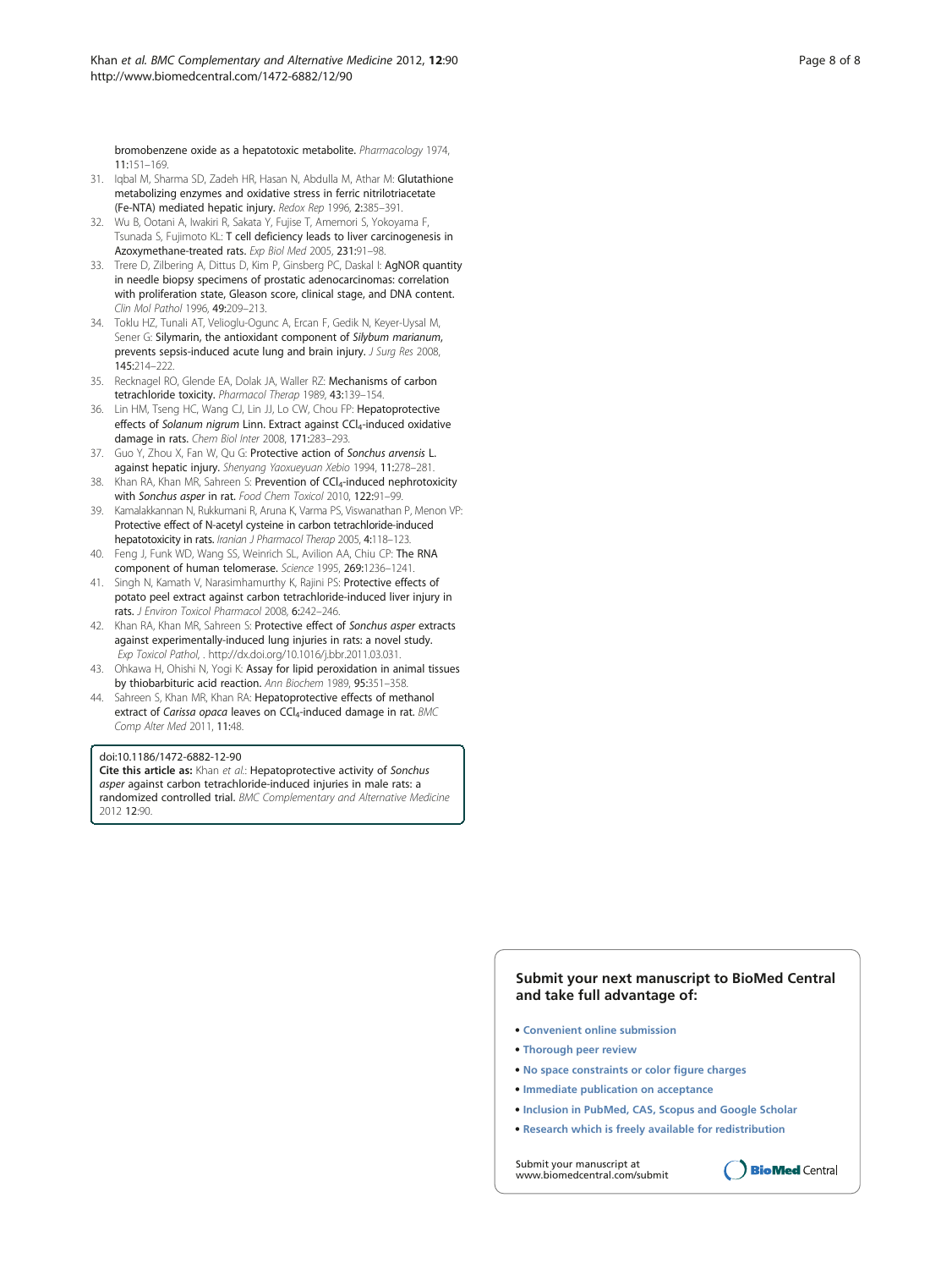bromobenzene oxide as a hepatotoxic metabolite. *Pharmacology* 1974, **11**:151–169.

31. Iqbal M, Sharma SD, Zadeh HR, Hasan N, Abdulla M, Athar M: **Glutathione metabolizing enzymes and oxidative stress in ferric nitrilotriacetate (Fe-NTA) mediated hepatic injury.** *Redox Rep* 1996, **2**:385–391.
32. Wu B, Ootani A, Iwakiri R, Sakata Y, Fujise T, Amemori S, Yokoyama F, Tsunada S, Fujimoto KL: **T cell deficiency leads to liver carcinogenesis in Azoxymethane-treated rats.** *Exp Biol Med* 2005, **231**:91–98.
33. Trere D, Zilbering A, Dittus D, Kim P, Ginsberg PC, Daskal I: **AgNOR quantity in needle biopsy specimens of prostatic adenocarcinomas: correlation with proliferation state, Gleason score, clinical stage, and DNA content.** *Clin Mol Pathol* 1996, **49**:209–213.
34. Toklu HZ, Tunali AT, Velioglu-Ogunc A, Ercan F, Gedik N, Keyer-Uysal M, Sener G: **Silymarin, the antioxidant component of *Silybum marianum*, prevents sepsis-induced acute lung and brain injury.** *J Surg Res* 2008, **145**:214–222.
35. Recknagel RO, Glende EA, Dolak JA, Waller RZ: **Mechanisms of carbon tetrachloride toxicity.** *Pharmacol Therap* 1989, **43**:139–154.
36. Lin HM, Tseng HC, Wang CJ, Lin JJ, Lo CW, Chou FP: **Hepatoprotective effects of *Solanum nigrum* Linn. Extract against $CCl_4$-induced oxidative damage in rats.** *Chem Biol Inter* 2008, **171**:283–293.
37. Guo Y, Zhou X, Fan W, Qu G: **Protective action of *Sonchus arvensis* L. against hepatic injury.** *Shenyang Yaoxueyuan Xebio* 1994, **11**:278–281.
38. Khan RA, Khan MR, Sahreen S: **Prevention of $CCl_4$-induced nephrotoxicity with *Sonchus asper* in rat.** *Food Chem Toxicol* 2010, **122**:91–99.
39. Kamalakkannan N, Rukkumani R, Aruna K, Varma PS, Viswanathan P, Menon VP: **Protective effect of N-acetyl cysteine in carbon tetrachloride-induced hepatotoxicity in rats.** *Iranian J Pharmacol Therap* 2005, **4**:118–123.
40. Feng J, Funk WD, Wang SS, Weinrich SL, Avilion AA, Chiu CP: **The RNA component of human telomerase.** *Science* 1995, **269**:1236–1241.
41. Singh N, Kamath V, Narasimhamurthy K, Rajini PS: **Protective effects of potato peel extract against carbon tetrachloride-induced liver injury in rats.** *J Environ Toxicol Pharmacol* 2008, **6**:242–246.
42. Khan RA, Khan MR, Sahreen S: **Protective effect of *Sonchus asper* extracts against experimentally-induced lung injuries in rats: a novel study.** *Exp Toxicol Pathol*, . http://dx.doi.org/10.1016/j.bbr.2011.03.031.
43. Ohkawa H, Ohishi N, Yogi K: **Assay for lipid peroxidation in animal tissues by thiobarbituric acid reaction.** *Ann Biochem* 1989, **95**:351–358.
44. Sahreen S, Khan MR, Khan RA: **Hepatoprotective effects of methanol extract of *Carissa opaca* leaves on $CCl_4$-induced damage in rat.** *BMC Comp Alter Med* 2011, **11**:48.

doi:10.1186/1472-6882-12-90

**Cite this article as:** Khan *et al.*: Hepatoprotective activity of *Sonchus asper* against carbon tetrachloride-induced injuries in male rats: a randomized controlled trial. *BMC Complementary and Alternative Medicine* 2012 **12**:90.

**Submit your next manuscript to BioMed Central and take full advantage of:**

- **Convenient online submission**
- **Thorough peer review**
- **No space constraints or color figure charges**
- **Immediate publication on acceptance**
- **Inclusion in PubMed, CAS, Scopus and Google Scholar**
- **Research which is freely available for redistribution**

Submit your manuscript at
www.biomedcentral.com/submit

BioMed Central